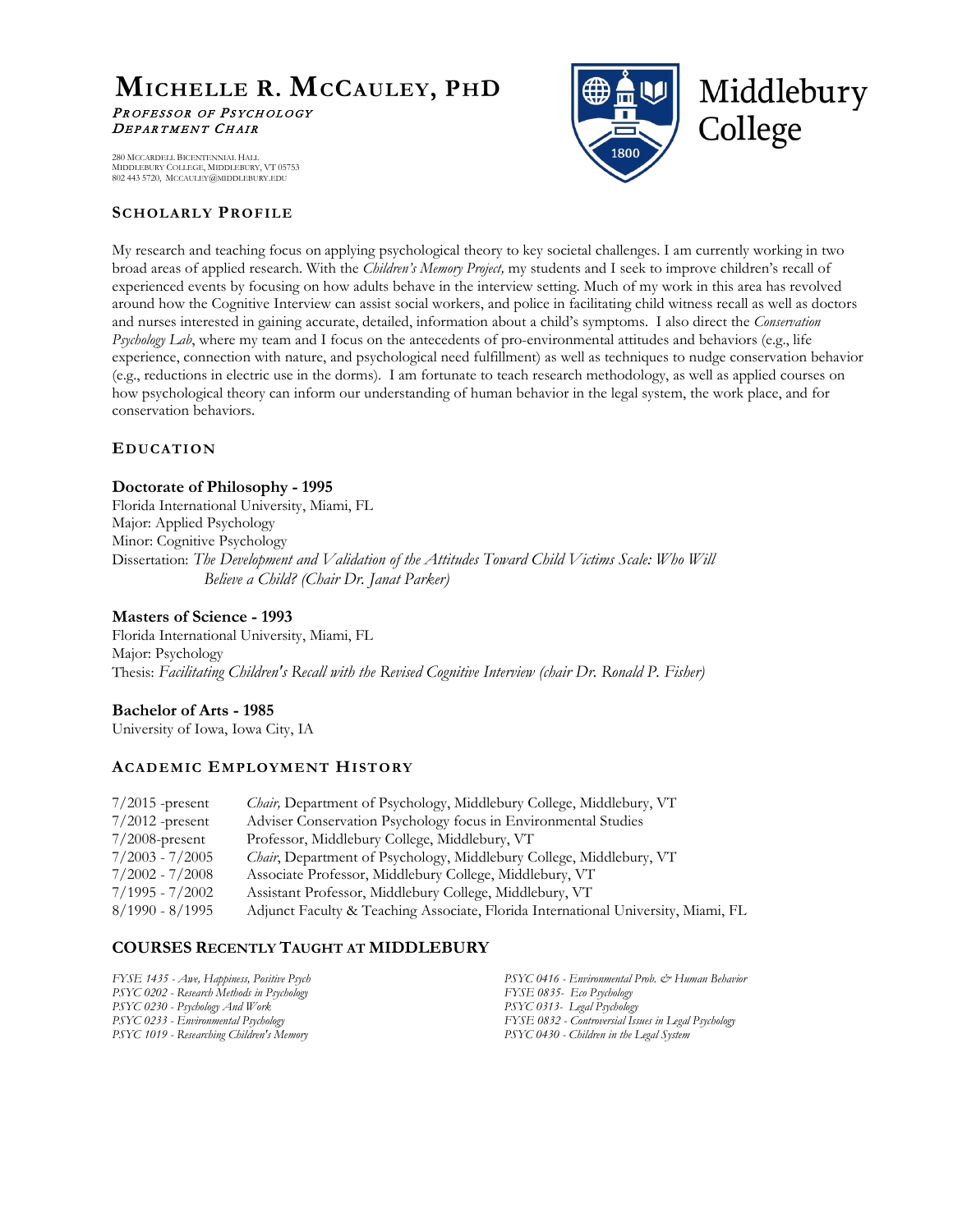# Michelle R. McCauley, PhD

*Professor of Psychology*
*Department Chair*

280 McCardell Bicentennial Hall
Middlebury College, Middlebury, VT 05753
802 443 5720, mccauley@middlebury.edu

Middlebury College

## Scholarly Profile

My research and teaching focus on applying psychological theory to key societal challenges. I am currently working in two broad areas of applied research. With the *Children's Memory Project,* my students and I seek to improve children's recall of experienced events by focusing on how adults behave in the interview setting. Much of my work in this area has revolved around how the Cognitive Interview can assist social workers, and police in facilitating child witness recall as well as doctors and nurses interested in gaining accurate, detailed, information about a child's symptoms. I also direct the *Conservation Psychology Lab*, where my team and I focus on the antecedents of pro-environmental attitudes and behaviors (e.g., life experience, connection with nature, and psychological need fulfillment) as well as techniques to nudge conservation behavior (e.g., reductions in electric use in the dorms). I am fortunate to teach research methodology, as well as applied courses on how psychological theory can inform our understanding of human behavior in the legal system, the work place, and for conservation behaviors.

## Education

**Doctorate of Philosophy - 1995**
Florida International University, Miami, FL
Major: Applied Psychology
Minor: Cognitive Psychology
Dissertation: *The Development and Validation of the Attitudes Toward Child Victims Scale: Who Will Believe a Child? (Chair Dr. Janat Parker)*

**Masters of Science - 1993**
Florida International University, Miami, FL
Major: Psychology
Thesis: *Facilitating Children's Recall with the Revised Cognitive Interview (chair Dr. Ronald P. Fisher)*

**Bachelor of Arts - 1985**
University of Iowa, Iowa City, IA

## Academic Employment History

| | |
|---|---|
| 7/2015 -present | *Chair,* Department of Psychology, Middlebury College, Middlebury, VT |
| 7/2012 -present | Adviser Conservation Psychology focus in Environmental Studies |
| 7/2008-present | Professor, Middlebury College, Middlebury, VT |
| 7/2003 - 7/2005 | *Chair*, Department of Psychology, Middlebury College, Middlebury, VT |
| 7/2002 - 7/2008 | Associate Professor, Middlebury College, Middlebury, VT |
| 7/1995 - 7/2002 | Assistant Professor, Middlebury College, Middlebury, VT |
| 8/1990 - 8/1995 | Adjunct Faculty & Teaching Associate, Florida International University, Miami, FL |

## Courses Recently Taught at Middlebury

*FYSE 1435 - Awe, Happiness, Positive Psych*
*PSYC 0202 - Research Methods in Psychology*
*PSYC 0230 - Psychology And Work*
*PSYC 0233 - Environmental Psychology*
*PSYC 1019 - Researching Children's Memory*
*PSYC 0416 - Environmental Prob. & Human Behavior*
*FYSE 0835- Eco Psychology*
*PSYC 0313- Legal Psychology*
*FYSE 0832 - Controversial Issues in Legal Psychology*
*PSYC 0430 - Children in the Legal System*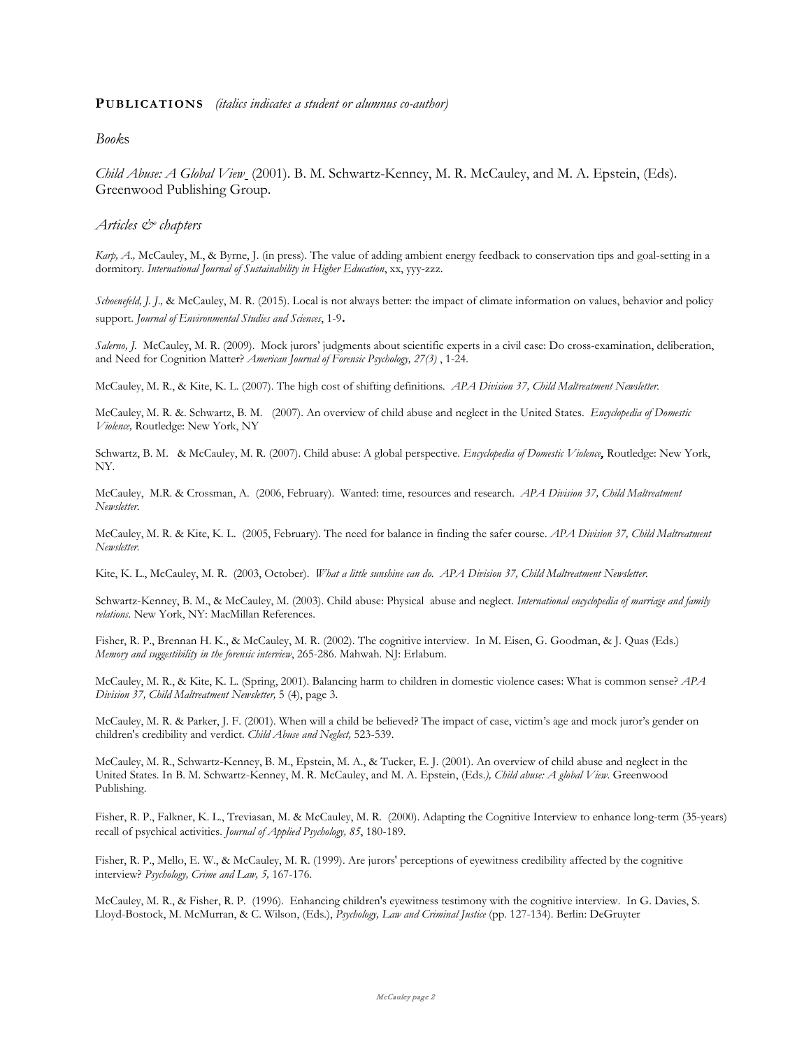## **PUBLICATIONS** *(italics indicates a student or alumnus co-author)*

### *Books*

*Child Abuse: A Global View* (2001). B. M. Schwartz-Kenney, M. R. McCauley, and M. A. Epstein, (Eds). Greenwood Publishing Group.

### *Articles & chapters*

*Karp, A.,* McCauley, M., & Byrne, J. (in press). The value of adding ambient energy feedback to conservation tips and goal-setting in a dormitory. *International Journal of Sustainability in Higher Education*, xx, yyy-zzz.

*Schoenefeld, J. J.,* & McCauley, M. R. (2015). Local is not always better: the impact of climate information on values, behavior and policy support. *Journal of Environmental Studies and Sciences*, 1-9.

*Salerno, J.* McCauley, M. R. (2009). Mock jurors' judgments about scientific experts in a civil case: Do cross-examination, deliberation, and Need for Cognition Matter? *American Journal of Forensic Psychology, 27(3)* , 1-24.

McCauley, M. R., & Kite, K. L. (2007). The high cost of shifting definitions. *APA Division 37, Child Maltreatment Newsletter.*

McCauley, M. R. &. Schwartz, B. M. (2007). An overview of child abuse and neglect in the United States. *Encyclopedia of Domestic Violence,* Routledge: New York, NY

Schwartz, B. M. & McCauley, M. R. (2007). Child abuse: A global perspective. *Encyclopedia of Domestic Violence*, Routledge: New York, NY.

McCauley, M.R. & Crossman, A. (2006, February). Wanted: time, resources and research. *APA Division 37, Child Maltreatment Newsletter.*

McCauley, M. R. & Kite, K. L. (2005, February). The need for balance in finding the safer course. *APA Division 37, Child Maltreatment Newsletter.*

Kite, K. L., McCauley, M. R. (2003, October). *What a little sunshine can do. APA Division 37, Child Maltreatment Newsletter.*

Schwartz-Kenney, B. M., & McCauley, M. (2003). Child abuse: Physical abuse and neglect. *International encyclopedia of marriage and family relations*. New York, NY: MacMillan References.

Fisher, R. P., Brennan H. K., & McCauley, M. R. (2002). The cognitive interview. In M. Eisen, G. Goodman, & J. Quas (Eds.) *Memory and suggestibility in the forensic interview*, 265-286. Mahwah. NJ: Erlabum.

McCauley, M. R., & Kite, K. L. (Spring, 2001). Balancing harm to children in domestic violence cases: What is common sense? *APA Division 37, Child Maltreatment Newsletter,* 5 (4), page 3.

McCauley, M. R. & Parker, J. F. (2001). When will a child be believed? The impact of case, victim's age and mock juror's gender on children's credibility and verdict. *Child Abuse and Neglect,* 523-539.

McCauley, M. R., Schwartz-Kenney, B. M., Epstein, M. A., & Tucker, E. J. (2001). An overview of child abuse and neglect in the United States. In B. M. Schwartz-Kenney, M. R. McCauley, and M. A. Epstein, (Eds.*), Child abuse: A global View*. Greenwood Publishing.

Fisher, R. P., Falkner, K. L., Treviasan, M. & McCauley, M. R. (2000). Adapting the Cognitive Interview to enhance long-term (35-years) recall of psychical activities. *Journal of Applied Psychology, 85*, 180-189.

Fisher, R. P., Mello, E. W., & McCauley, M. R. (1999). Are jurors' perceptions of eyewitness credibility affected by the cognitive interview? *Psychology, Crime and Law, 5,* 167-176.

McCauley, M. R., & Fisher, R. P. (1996). Enhancing children's eyewitness testimony with the cognitive interview. In G. Davies, S. Lloyd-Bostock, M. McMurran, & C. Wilson, (Eds.), *Psychology, Law and Criminal Justice* (pp. 127-134). Berlin: DeGruyter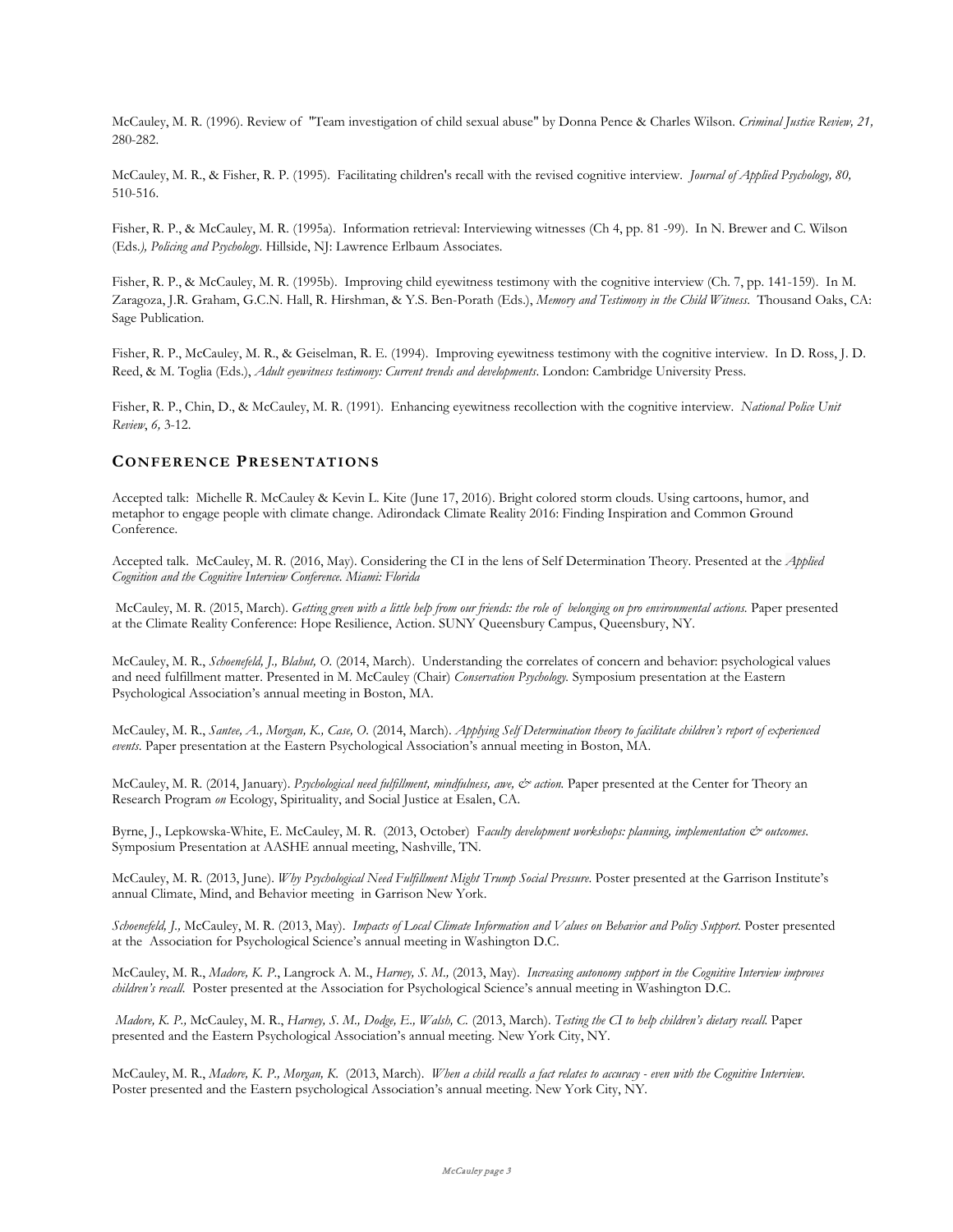McCauley, M. R. (1996). Review of "Team investigation of child sexual abuse" by Donna Pence & Charles Wilson. *Criminal Justice Review, 21,* 280-282.

McCauley, M. R., & Fisher, R. P. (1995). Facilitating children's recall with the revised cognitive interview. *Journal of Applied Psychology, 80,* 510-516.

Fisher, R. P., & McCauley, M. R. (1995a). Information retrieval: Interviewing witnesses (Ch 4, pp. 81 -99). In N. Brewer and C. Wilson (Eds.*), Policing and Psychology*. Hillside, NJ: Lawrence Erlbaum Associates.

Fisher, R. P., & McCauley, M. R. (1995b). Improving child eyewitness testimony with the cognitive interview (Ch. 7, pp. 141-159). In M. Zaragoza, J.R. Graham, G.C.N. Hall, R. Hirshman, & Y.S. Ben-Porath (Eds.), *Memory and Testimony in the Child Witness*. Thousand Oaks, CA: Sage Publication.

Fisher, R. P., McCauley, M. R., & Geiselman, R. E. (1994). Improving eyewitness testimony with the cognitive interview. In D. Ross, J. D. Reed, & M. Toglia (Eds.), *Adult eyewitness testimony: Current trends and developments*. London: Cambridge University Press.

Fisher, R. P., Chin, D., & McCauley, M. R. (1991). Enhancing eyewitness recollection with the cognitive interview. *National Police Unit Review*, *6,* 3-12.

## CONFERENCE PRESENTATIONS

Accepted talk: Michelle R. McCauley & Kevin L. Kite (June 17, 2016). Bright colored storm clouds. Using cartoons, humor, and metaphor to engage people with climate change. Adirondack Climate Reality 2016: Finding Inspiration and Common Ground Conference.

Accepted talk. McCauley, M. R. (2016, May). Considering the CI in the lens of Self Determination Theory. Presented at the *Applied Cognition and the Cognitive Interview Conference. Miami: Florida*

McCauley, M. R. (2015, March). *Getting green with a little help from our friends: the role of belonging on pro environmental actions.* Paper presented at the Climate Reality Conference: Hope Resilience, Action. SUNY Queensbury Campus, Queensbury, NY.

McCauley, M. R., *Schoenefeld, J., Blahut, O.* (2014, March). Understanding the correlates of concern and behavior: psychological values and need fulfillment matter. Presented in M. McCauley (Chair) *Conservation Psychology.* Symposium presentation at the Eastern Psychological Association's annual meeting in Boston, MA.

McCauley, M. R., *Santee, A., Morgan, K., Case, O.* (2014, March). *Applying Self Determination theory to facilitate children's report of experienced events*. Paper presentation at the Eastern Psychological Association's annual meeting in Boston, MA.

McCauley, M. R. (2014, January). *Psychological need fulfillment, mindfulness, awe, & action.* Paper presented at the Center for Theory an Research Program *on* Ecology, Spirituality, and Social Justice at Esalen, CA.

Byrne, J., Lepkowska-White, E. McCauley, M. R. (2013, October) F*aculty development workshops: planning, implementation & outcomes*. Symposium Presentation at AASHE annual meeting, Nashville, TN.

McCauley, M. R. (2013, June). *Why Psychological Need Fulfillment Might Trump Social Pressure*. Poster presented at the Garrison Institute's annual Climate, Mind, and Behavior meeting in Garrison New York.

*Schoenefeld, J.,* McCauley, M. R. (2013, May). *Impacts of Local Climate Information and Values on Behavior and Policy Support.* Poster presented at the Association for Psychological Science's annual meeting in Washington D.C.

McCauley, M. R., *Madore, K. P.*, Langrock A. M., *Harney, S. M.,* (2013, May). *Increasing autonomy support in the Cognitive Interview improves children's recall*. Poster presented at the Association for Psychological Science's annual meeting in Washington D.C.

*Madore, K. P.,* McCauley, M. R., *Harney, S. M., Dodge, E., Walsh, C.* (2013, March). *Testing the CI to help children's dietary recall.* Paper presented and the Eastern Psychological Association's annual meeting. New York City, NY.

McCauley, M. R., *Madore, K. P., Morgan, K.* (2013, March). *When a child recalls a fact relates to accuracy - even with the Cognitive Interview*. Poster presented and the Eastern psychological Association's annual meeting. New York City, NY.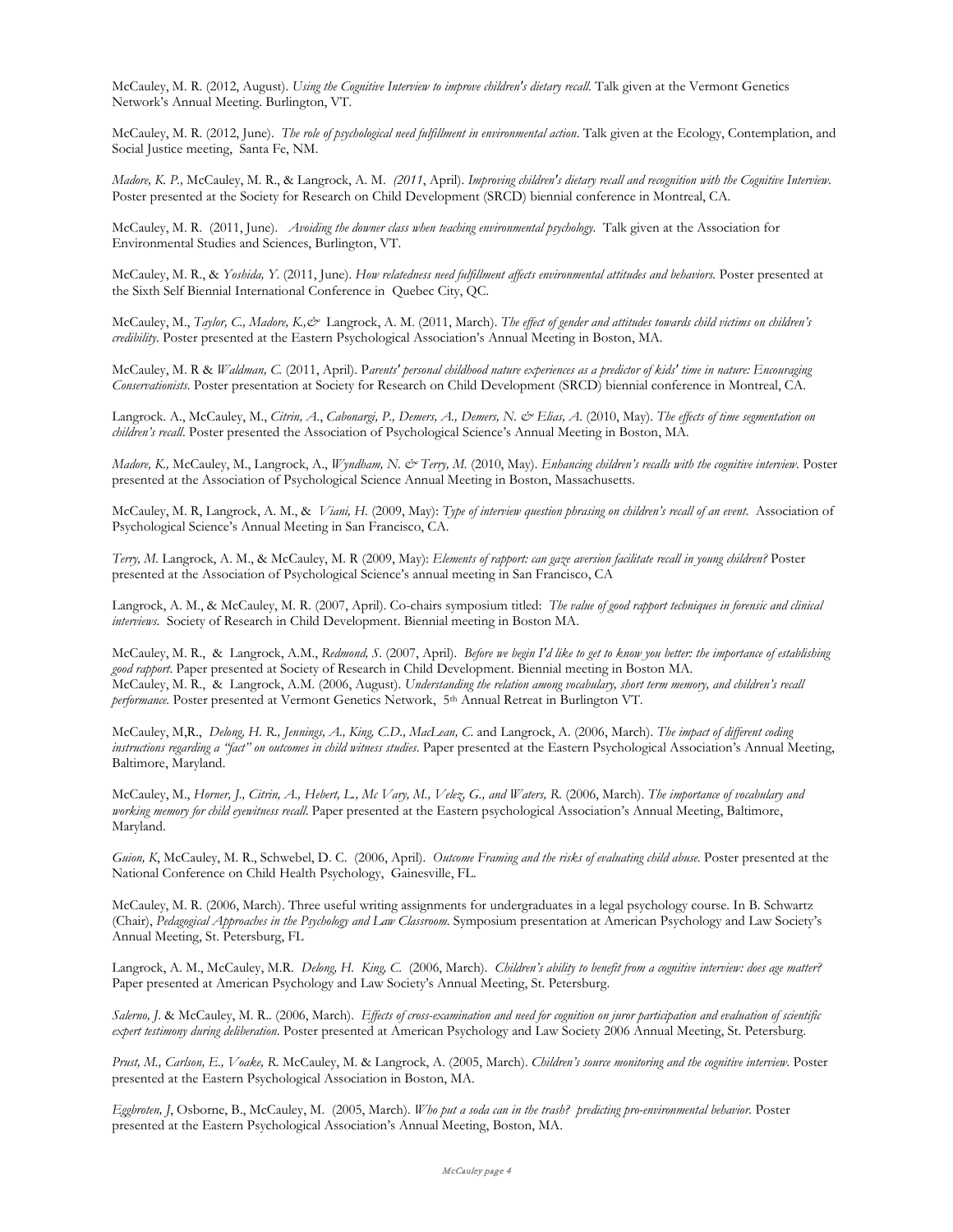McCauley, M. R. (2012, August). *Using the Cognitive Interview to improve children's dietary recall.* Talk given at the Vermont Genetics Network's Annual Meeting. Burlington, VT.

McCauley, M. R. (2012, June). *The role of psychological need fulfillment in environmental action*. Talk given at the Ecology, Contemplation, and Social Justice meeting, Santa Fe, NM.

*Madore, K. P.,* McCauley, M. R., & Langrock, A. M. *(2011*, April). *Improving children's dietary recall and recognition with the Cognitive Interview*. Poster presented at the Society for Research on Child Development (SRCD) biennial conference in Montreal, CA.

McCauley, M. R. (2011, June). *Avoiding the downer class when teaching environmental psychology*. Talk given at the Association for Environmental Studies and Sciences, Burlington, VT.

McCauley, M. R., & *Yoshida, Y.* (2011, June). *How relatedness need fulfillment affects environmental attitudes and behaviors.* Poster presented at the Sixth Self Biennial International Conference in Quebec City, QC.

McCauley, M., *Taylor, C., Madore, K.,&* Langrock, A. M. (2011, March). *The effect of gender and attitudes towards child victims on children's credibility*. Poster presented at the Eastern Psychological Association's Annual Meeting in Boston, MA.

McCauley, M. R & *Waldman, C.* (2011, April). P*arents' personal childhood nature experiences as a predictor of kids' time in nature: Encouraging Conservationists.* Poster presentation at Society for Research on Child Development (SRCD) biennial conference in Montreal, CA.

Langrock. A., McCauley, M., *Citrin, A., Cabonargi, P., Demers, A., Demers, N. & Elias, A.* (2010, May). *The effects of time segmentation on children's recall*. Poster presented the Association of Psychological Science's Annual Meeting in Boston, MA.

*Madore, K.,* McCauley, M., Langrock, A., *Wyndham, N. & Terry, M.* (2010, May). *Enhancing children's recalls with the cognitive interview*. Poster presented at the Association of Psychological Science Annual Meeting in Boston, Massachusetts.

McCauley, M. R, Langrock, A. M., & *Viani, H.* (2009, May): *Type of interview question phrasing on children's recall of an event.* Association of Psychological Science's Annual Meeting in San Francisco, CA.

*Terry, M.* Langrock, A. M., & McCauley, M. R (2009, May): *Elements of rapport: can gaze aversion facilitate recall in young children?* Poster presented at the Association of Psychological Science's annual meeting in San Francisco, CA

Langrock, A. M., & McCauley, M. R. (2007, April). Co-chairs symposium titled: *The value of good rapport techniques in forensic and clinical interviews.* Society of Research in Child Development. Biennial meeting in Boston MA.

McCauley, M. R., & Langrock, A.M., *Redmond, S*. (2007, April). *Before we begin I'd like to get to know you better: the importance of establishing good rapport*. Paper presented at Society of Research in Child Development. Biennial meeting in Boston MA.

McCauley, M. R., & Langrock, A.M. (2006, August). *Understanding the relation among vocabulary, short term memory, and children's recall performance.* Poster presented at Vermont Genetics Network, 5th Annual Retreat in Burlington VT.

McCauley, M,R., *Delong, H. R., Jennings, A., King, C.D., MacLean, C.* and Langrock, A. (2006, March). *The impact of different coding instructions regarding a "fact" on outcomes in child witness studies*. Paper presented at the Eastern Psychological Association's Annual Meeting, Baltimore, Maryland.

McCauley, M., *Horner, J., Citrin, A., Hebert, L., Mc Vary, M., Velez, G., and Waters, R.* (2006, March). *The importance of vocabulary and working memory for child eyewitness recall*. Paper presented at the Eastern psychological Association's Annual Meeting, Baltimore, Maryland.

*Guion, K*, McCauley, M. R., Schwebel, D. C. (2006, April). *Outcome Framing and the risks of evaluating child abuse.* Poster presented at the National Conference on Child Health Psychology, Gainesville, FL.

McCauley, M. R. (2006, March). Three useful writing assignments for undergraduates in a legal psychology course. In B. Schwartz (Chair), *Pedagogical Approaches in the Psychology and Law Classroom*. Symposium presentation at American Psychology and Law Society's Annual Meeting, St. Petersburg, FL

Langrock, A. M., McCauley, M.R. *Delong, H. King, C.* (2006, March). *Children's ability to benefit from a cognitive interview: does age matter?* Paper presented at American Psychology and Law Society's Annual Meeting, St. Petersburg.

*Salerno, J.* & McCauley, M. R.. (2006, March). *Effects of cross-examination and need for cognition on juror participation and evaluation of scientific expert testimony during deliberation.* Poster presented at American Psychology and Law Society 2006 Annual Meeting, St. Petersburg.

*Prust, M., Carlson, E., Voake, R.* McCauley, M. & Langrock, A. (2005, March). *Children's source monitoring and the cognitive interview*. Poster presented at the Eastern Psychological Association in Boston, MA.

*Eggbroten, J*, Osborne, B., McCauley, M. (2005, March). *Who put a soda can in the trash? predicting pro-environmental behavior.* Poster presented at the Eastern Psychological Association's Annual Meeting, Boston, MA.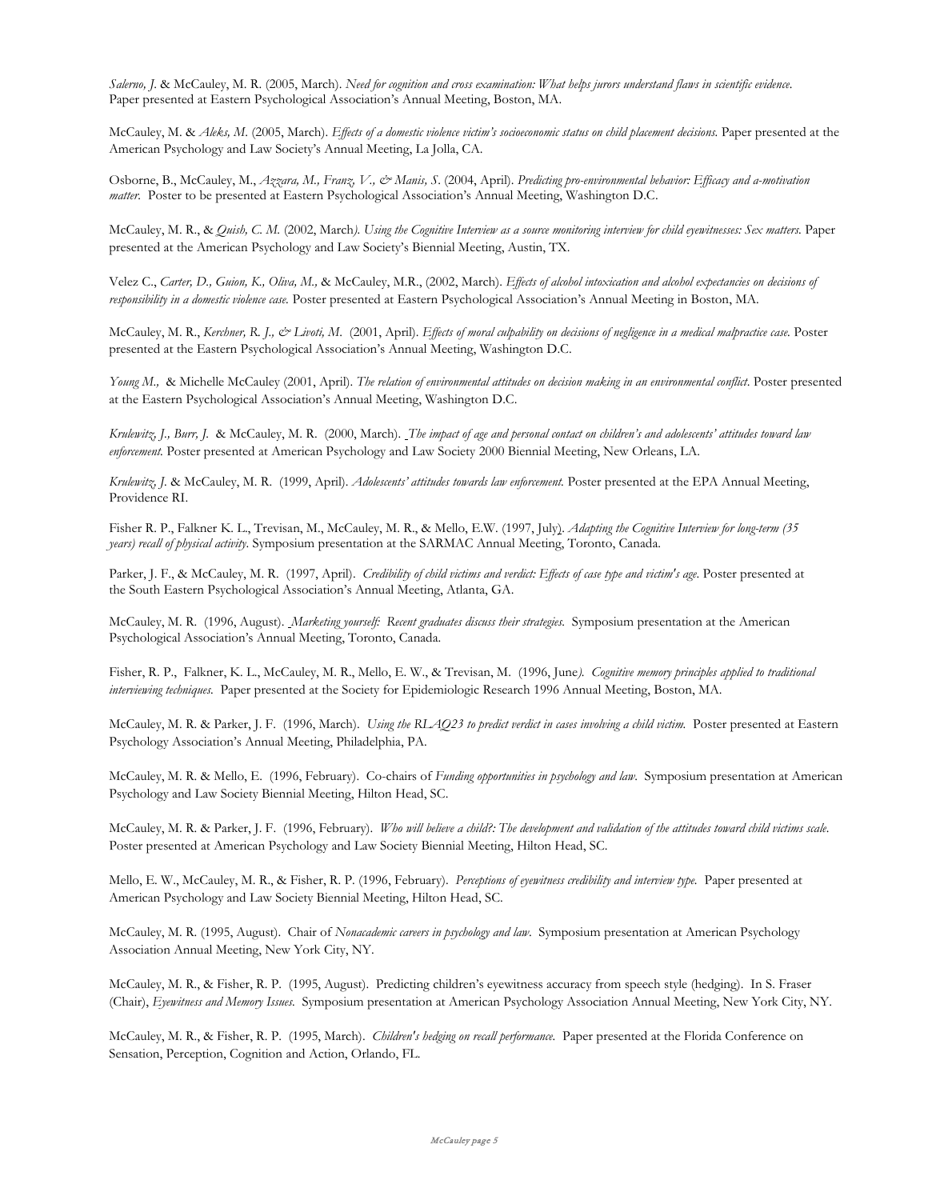*Salerno, J.* & McCauley, M. R. (2005, March). *Need for cognition and cross examination: What helps jurors understand flaws in scientific evidence.* Paper presented at Eastern Psychological Association's Annual Meeting, Boston, MA.

McCauley, M. & *Aleks, M.* (2005, March). *Effects of a domestic violence victim's socioeconomic status on child placement decisions.* Paper presented at the American Psychology and Law Society's Annual Meeting, La Jolla, CA.

Osborne, B., McCauley, M., *Azzara, M., Franz, V., & Manis, S.* (2004, April). *Predicting pro-environmental behavior: Efficacy and a-motivation matter.* Poster to be presented at Eastern Psychological Association's Annual Meeting, Washington D.C.

McCauley, M. R., & *Quish, C. M.* (2002, March*). Using the Cognitive Interview as a source monitoring interview for child eyewitnesses: Sex matters.* Paper presented at the American Psychology and Law Society's Biennial Meeting, Austin, TX.

Velez C., *Carter, D., Guion, K., Oliva, M.,* & McCauley, M.R., (2002, March). *Effects of alcohol intoxication and alcohol expectancies on decisions of responsibility in a domestic violence case.* Poster presented at Eastern Psychological Association's Annual Meeting in Boston, MA.

McCauley, M. R., *Kerchner, R. J., & Livoti, M.* (2001, April). *Effects of moral culpability on decisions of negligence in a medical malpractice case.* Poster presented at the Eastern Psychological Association's Annual Meeting, Washington D.C.

*Young M.,* & Michelle McCauley (2001, April). *The relation of environmental attitudes on decision making in an environmental conflict*. Poster presented at the Eastern Psychological Association's Annual Meeting, Washington D.C.

*Krulewitz, J., Burr, J.* & McCauley, M. R. (2000, March). *The impact of age and personal contact on children's and adolescents' attitudes toward law enforcement.* Poster presented at American Psychology and Law Society 2000 Biennial Meeting, New Orleans, LA.

*Krulewitz, J.* & McCauley, M. R. (1999, April). *Adolescents' attitudes towards law enforcement.* Poster presented at the EPA Annual Meeting, Providence RI.

Fisher R. P., Falkner K. L., Trevisan, M., McCauley, M. R., & Mello, E.W. (1997, July). *Adapting the Cognitive Interview for long-term (35 years) recall of physical activity*. Symposium presentation at the SARMAC Annual Meeting, Toronto, Canada.

Parker, J. F., & McCauley, M. R. (1997, April). *Credibility of child victims and verdict: Effects of case type and victim's age*. Poster presented at the South Eastern Psychological Association's Annual Meeting, Atlanta, GA.

McCauley, M. R. (1996, August). *Marketing yourself: Recent graduates discuss their strategies.* Symposium presentation at the American Psychological Association's Annual Meeting, Toronto, Canada.

Fisher, R. P., Falkner, K. L., McCauley, M. R., Mello, E. W., & Trevisan, M. (1996, June*). Cognitive memory principles applied to traditional interviewing techniques.* Paper presented at the Society for Epidemiologic Research 1996 Annual Meeting, Boston, MA.

McCauley, M. R. & Parker, J. F. (1996, March). *Using the RLAQ23 to predict verdict in cases involving a child victim.* Poster presented at Eastern Psychology Association's Annual Meeting, Philadelphia, PA.

McCauley, M. R. & Mello, E. (1996, February). Co-chairs of *Funding opportunities in psychology and law.* Symposium presentation at American Psychology and Law Society Biennial Meeting, Hilton Head, SC.

McCauley, M. R. & Parker, J. F. (1996, February). *Who will believe a child?: The development and validation of the attitudes toward child victims scale.* Poster presented at American Psychology and Law Society Biennial Meeting, Hilton Head, SC.

Mello, E. W., McCauley, M. R., & Fisher, R. P. (1996, February). *Perceptions of eyewitness credibility and interview type.* Paper presented at American Psychology and Law Society Biennial Meeting, Hilton Head, SC.

McCauley, M. R. (1995, August). Chair of *Nonacademic careers in psychology and law*. Symposium presentation at American Psychology Association Annual Meeting, New York City, NY.

McCauley, M. R., & Fisher, R. P. (1995, August). Predicting children's eyewitness accuracy from speech style (hedging). In S. Fraser (Chair), *Eyewitness and Memory Issues.* Symposium presentation at American Psychology Association Annual Meeting, New York City, NY.

McCauley, M. R., & Fisher, R. P. (1995, March). *Children's hedging on recall performance.* Paper presented at the Florida Conference on Sensation, Perception, Cognition and Action, Orlando, FL.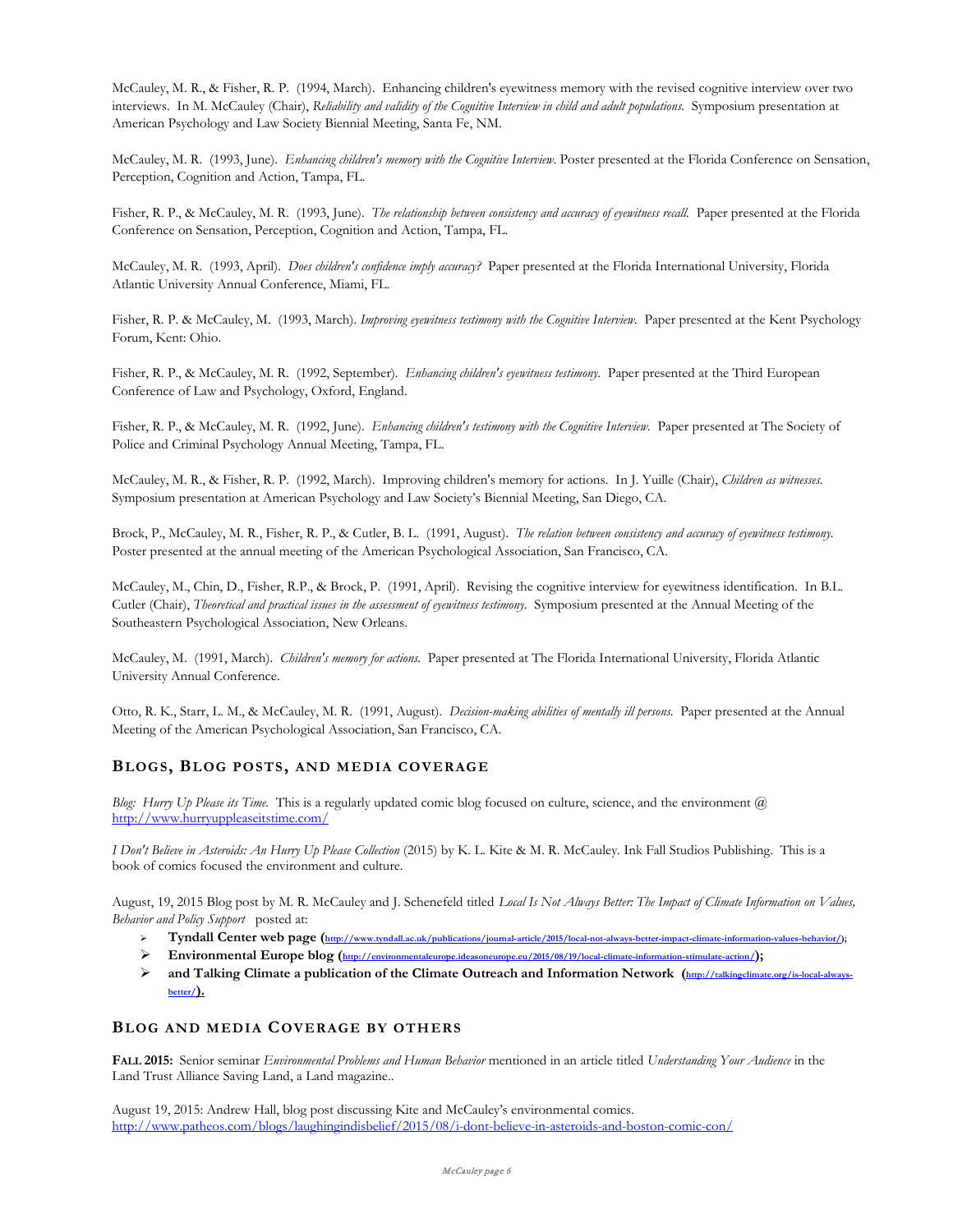McCauley, M. R., & Fisher, R. P. (1994, March). Enhancing children's eyewitness memory with the revised cognitive interview over two interviews. In M. McCauley (Chair), *Reliability and validity of the Cognitive Interview in child and adult populations.* Symposium presentation at American Psychology and Law Society Biennial Meeting, Santa Fe, NM.

McCauley, M. R. (1993, June). *Enhancing children's memory with the Cognitive Interview.* Poster presented at the Florida Conference on Sensation, Perception, Cognition and Action, Tampa, FL.

Fisher, R. P., & McCauley, M. R. (1993, June). *The relationship between consistency and accuracy of eyewitness recall.* Paper presented at the Florida Conference on Sensation, Perception, Cognition and Action, Tampa, FL.

McCauley, M. R. (1993, April). *Does children's confidence imply accuracy?* Paper presented at the Florida International University, Florida Atlantic University Annual Conference, Miami, FL.

Fisher, R. P. & McCauley, M. (1993, March). *Improving eyewitness testimony with the Cognitive Interview.* Paper presented at the Kent Psychology Forum, Kent: Ohio.

Fisher, R. P., & McCauley, M. R. (1992, September). *Enhancing children's eyewitness testimony.* Paper presented at the Third European Conference of Law and Psychology, Oxford, England.

Fisher, R. P., & McCauley, M. R. (1992, June). *Enhancing children's testimony with the Cognitive Interview.* Paper presented at The Society of Police and Criminal Psychology Annual Meeting, Tampa, FL.

McCauley, M. R., & Fisher, R. P. (1992, March). Improving children's memory for actions. In J. Yuille (Chair), *Children as witnesses.* Symposium presentation at American Psychology and Law Society's Biennial Meeting, San Diego, CA.

Brock, P., McCauley, M. R., Fisher, R. P., & Cutler, B. L. (1991, August). *The relation between consistency and accuracy of eyewitness testimony.* Poster presented at the annual meeting of the American Psychological Association, San Francisco, CA.

McCauley, M., Chin, D., Fisher, R.P., & Brock, P. (1991, April). Revising the cognitive interview for eyewitness identification. In B.L. Cutler (Chair), *Theoretical and practical issues in the assessment of eyewitness testimony.* Symposium presented at the Annual Meeting of the Southeastern Psychological Association, New Orleans.

McCauley, M. (1991, March). *Children's memory for actions.* Paper presented at The Florida International University, Florida Atlantic University Annual Conference.

Otto, R. K., Starr, L. M., & McCauley, M. R. (1991, August). *Decision-making abilities of mentally ill persons.* Paper presented at the Annual Meeting of the American Psychological Association, San Francisco, CA.

## Blogs, Blog posts, and media coverage

*Blog: Hurry Up Please its Time.* This is a regularly updated comic blog focused on culture, science, and the environment @ http://www.hurryuppleaseitstime.com/

*I Don't Believe in Asteroids: An Hurry Up Please Collection* (2015) by K. L. Kite & M. R. McCauley. Ink Fall Studios Publishing. This is a book of comics focused the environment and culture.

August, 19, 2015 Blog post by M. R. McCauley and J. Schenefeld titled *Local Is Not Always Better: The Impact of Climate Information on Values, Behavior and Policy Support* posted at:

- **Tyndall Center web page (**http://www.tyndall.ac.uk/publications/journal-article/2015/local-not-always-better-impact-climate-information-values-behavior/);
- **Environmental Europe blog (**http://environmentaleurope.ideasoneurope.eu/2015/08/19/local-climate-information-stimulate-action/**);**
- **and Talking Climate a publication of the Climate Outreach and Information Network (**http://talkingclimate.org/is-local-always-better/**).**

## Blog and media Coverage by others

**Fall 2015:** Senior seminar *Environmental Problems and Human Behavior* mentioned in an article titled *Understanding Your Audience* in the Land Trust Alliance Saving Land, a Land magazine..

August 19, 2015: Andrew Hall, blog post discussing Kite and McCauley's environmental comics. http://www.patheos.com/blogs/laughingindisbelief/2015/08/i-dont-believe-in-asteroids-and-boston-comic-con/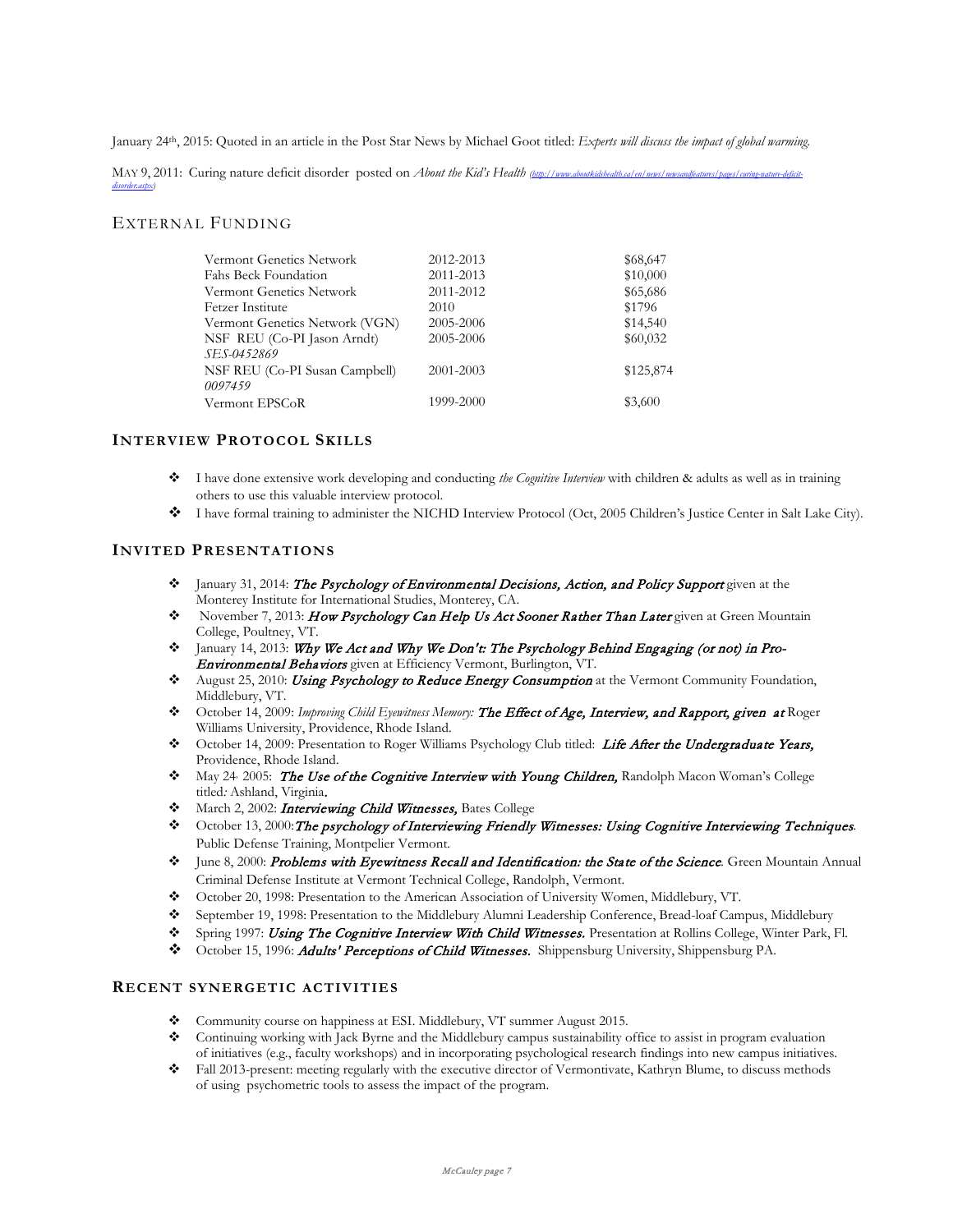January 24th, 2015: Quoted in an article in the Post Star News by Michael Goot titled: *Experts will discuss the impact of global warming.*

MAY 9, 2011: Curing nature deficit disorder posted on *About the Kid's Health* (http://www.aboutkidshealth.ca/en/news/newsandfeatures/pages/curing-nature-deficit-disorder.aspx)

## EXTERNAL FUNDING

| | | |
|---|---|---|
| Vermont Genetics Network | 2012-2013 | $68,647 |
| Fahs Beck Foundation | 2011-2013 | $10,000 |
| Vermont Genetics Network | 2011-2012 | $65,686 |
| Fetzer Institute | 2010 | $1796 |
| Vermont Genetics Network (VGN) | 2005-2006 | $14,540 |
| NSF REU (Co-PI Jason Arndt) *SES-0452869* | 2005-2006 | $60,032 |
| NSF REU (Co-PI Susan Campbell) *0097459* | 2001-2003 | $125,874 |
| Vermont EPSCoR | 1999-2000 | $3,600 |

## INTERVIEW PROTOCOL SKILLS

- I have done extensive work developing and conducting *the Cognitive Interview* with children & adults as well as in training others to use this valuable interview protocol.
- I have formal training to administer the NICHD Interview Protocol (Oct, 2005 Children's Justice Center in Salt Lake City).

## INVITED PRESENTATIONS

- January 31, 2014: ***The Psychology of Environmental Decisions, Action, and Policy Support*** given at the Monterey Institute for International Studies, Monterey, CA.
- November 7, 2013: ***How Psychology Can Help Us Act Sooner Rather Than Later*** given at Green Mountain College, Poultney, VT.
- January 14, 2013: ***Why We Act and Why We Don't: The Psychology Behind Engaging (or not) in Pro-Environmental Behaviors*** given at Efficiency Vermont, Burlington, VT.
- August 25, 2010: ***Using Psychology to Reduce Energy Consumption*** at the Vermont Community Foundation, Middlebury, VT.
- October 14, 2009: *Improving Child Eyewitness Memory:* ***The Effect of Age, Interview, and Rapport, given at*** Roger Williams University, Providence, Rhode Island.
- October 14, 2009: Presentation to Roger Williams Psychology Club titled: ***Life After the Undergraduate Years,*** Providence, Rhode Island.
- May 24, 2005: ***The Use of the Cognitive Interview with Young Children,*** Randolph Macon Woman's College titled: Ashland, Virginia.
- March 2, 2002: ***Interviewing Child Witnesses,*** Bates College
- October 13, 2000: ***The psychology of Interviewing Friendly Witnesses: Using Cognitive Interviewing Techniques***. Public Defense Training, Montpelier Vermont.
- June 8, 2000: ***Problems with Eyewitness Recall and Identification: the State of the Science***. Green Mountain Annual Criminal Defense Institute at Vermont Technical College, Randolph, Vermont.
- October 20, 1998: Presentation to the American Association of University Women, Middlebury, VT.
- September 19, 1998: Presentation to the Middlebury Alumni Leadership Conference, Bread-loaf Campus, Middlebury
- Spring 1997: ***Using The Cognitive Interview With Child Witnesses.*** Presentation at Rollins College, Winter Park, Fl.
- October 15, 1996: ***Adults' Perceptions of Child Witnesses.*** Shippensburg University, Shippensburg PA.

## RECENT SYNERGETIC ACTIVITIES

- Community course on happiness at ESI. Middlebury, VT summer August 2015.
- Continuing working with Jack Byrne and the Middlebury campus sustainability office to assist in program evaluation of initiatives (e.g., faculty workshops) and in incorporating psychological research findings into new campus initiatives.
- Fall 2013-present: meeting regularly with the executive director of Vermontivate, Kathryn Blume, to discuss methods of using psychometric tools to assess the impact of the program.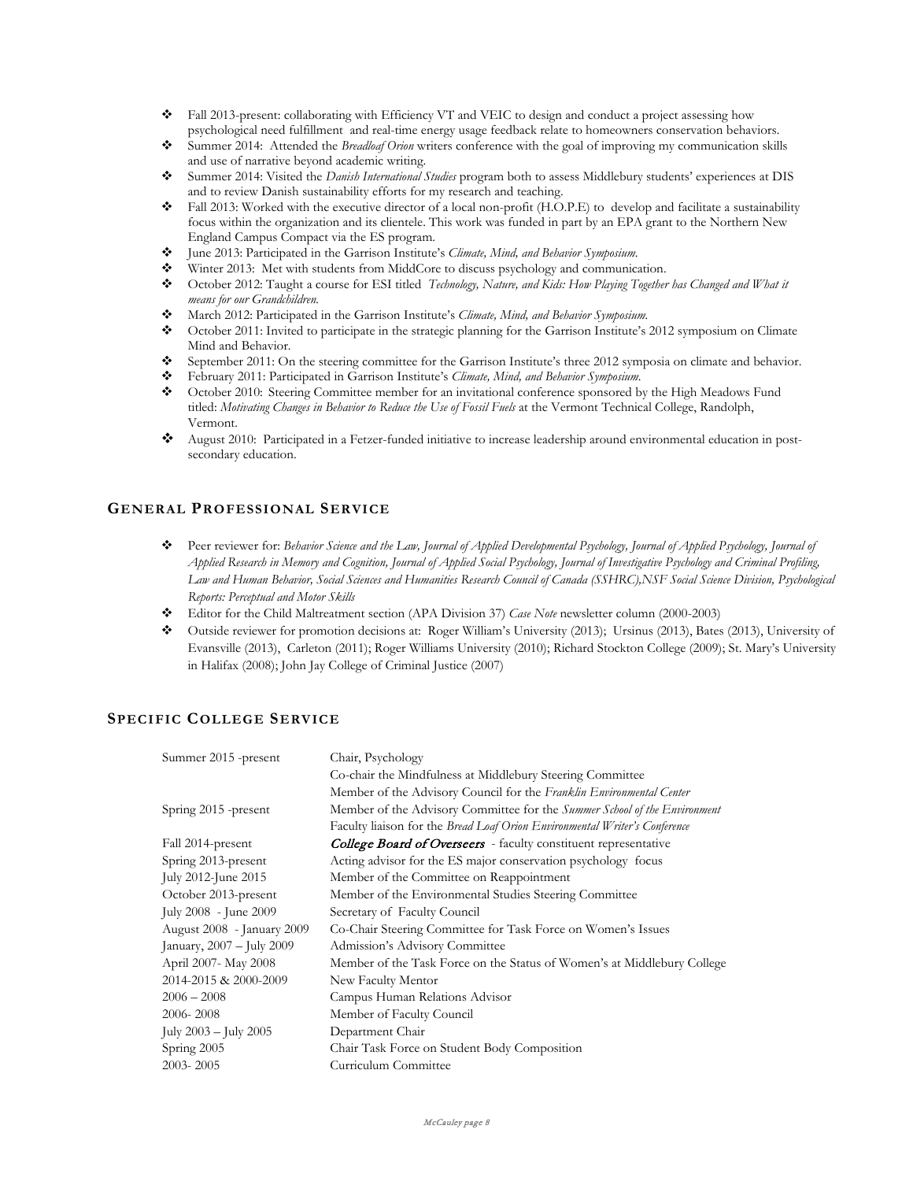- Fall 2013-present: collaborating with Efficiency VT and VEIC to design and conduct a project assessing how psychological need fulfillment and real-time energy usage feedback relate to homeowners conservation behaviors.
- Summer 2014: Attended the *Breadloaf Orion* writers conference with the goal of improving my communication skills and use of narrative beyond academic writing.
- Summer 2014: Visited the *Danish International Studies* program both to assess Middlebury students' experiences at DIS and to review Danish sustainability efforts for my research and teaching.
- Fall 2013: Worked with the executive director of a local non-profit (H.O.P.E) to develop and facilitate a sustainability focus within the organization and its clientele. This work was funded in part by an EPA grant to the Northern New England Campus Compact via the ES program.
- June 2013: Participated in the Garrison Institute's *Climate, Mind, and Behavior Symposium.*
- Winter 2013: Met with students from MiddCore to discuss psychology and communication.
- October 2012: Taught a course for ESI titled *Technology, Nature, and Kids: How Playing Together has Changed and What it means for our Grandchildren.*
- March 2012: Participated in the Garrison Institute's *Climate, Mind, and Behavior Symposium.*
- October 2011: Invited to participate in the strategic planning for the Garrison Institute's 2012 symposium on Climate Mind and Behavior.
- September 2011: On the steering committee for the Garrison Institute's three 2012 symposia on climate and behavior.
- February 2011: Participated in Garrison Institute's *Climate, Mind, and Behavior Symposium.*
- October 2010: Steering Committee member for an invitational conference sponsored by the High Meadows Fund titled: *Motivating Changes in Behavior to Reduce the Use of Fossil Fuels* at the Vermont Technical College, Randolph, Vermont.
- August 2010: Participated in a Fetzer-funded initiative to increase leadership around environmental education in post-secondary education.

## GENERAL PROFESSIONAL SERVICE

- Peer reviewer for: *Behavior Science and the Law, Journal of Applied Developmental Psychology, Journal of Applied Psychology, Journal of Applied Research in Memory and Cognition, Journal of Applied Social Psychology, Journal of Investigative Psychology and Criminal Profiling, Law and Human Behavior, Social Sciences and Humanities Research Council of Canada (SSHRC),NSF Social Science Division, Psychological Reports: Perceptual and Motor Skills*
- Editor for the Child Maltreatment section (APA Division 37) *Case Note* newsletter column (2000-2003)
- Outside reviewer for promotion decisions at: Roger William's University (2013); Ursinus (2013), Bates (2013), University of Evansville (2013), Carleton (2011); Roger Williams University (2010); Richard Stockton College (2009); St. Mary's University in Halifax (2008); John Jay College of Criminal Justice (2007)

## SPECIFIC COLLEGE SERVICE

| | |
|---|---|
| Summer 2015 -present | Chair, Psychology |
| | Co-chair the Mindfulness at Middlebury Steering Committee |
| | Member of the Advisory Council for the *Franklin Environmental Center* |
| Spring 2015 -present | Member of the Advisory Committee for the *Summer School of the Environment* |
| | Faculty liaison for the *Bread Loaf Orion Environmental Writer's Conference* |
| Fall 2014-present | ***College Board of Overseers*** - faculty constituent representative |
| Spring 2013-present | Acting advisor for the ES major conservation psychology focus |
| July 2012-June 2015 | Member of the Committee on Reappointment |
| October 2013-present | Member of the Environmental Studies Steering Committee |
| July 2008 - June 2009 | Secretary of Faculty Council |
| August 2008 - January 2009 | Co-Chair Steering Committee for Task Force on Women's Issues |
| January, 2007 – July 2009 | Admission's Advisory Committee |
| April 2007- May 2008 | Member of the Task Force on the Status of Women's at Middlebury College |
| 2014-2015 & 2000-2009 | New Faculty Mentor |
| 2006 – 2008 | Campus Human Relations Advisor |
| 2006- 2008 | Member of Faculty Council |
| July 2003 – July 2005 | Department Chair |
| Spring 2005 | Chair Task Force on Student Body Composition |
| 2003- 2005 | Curriculum Committee |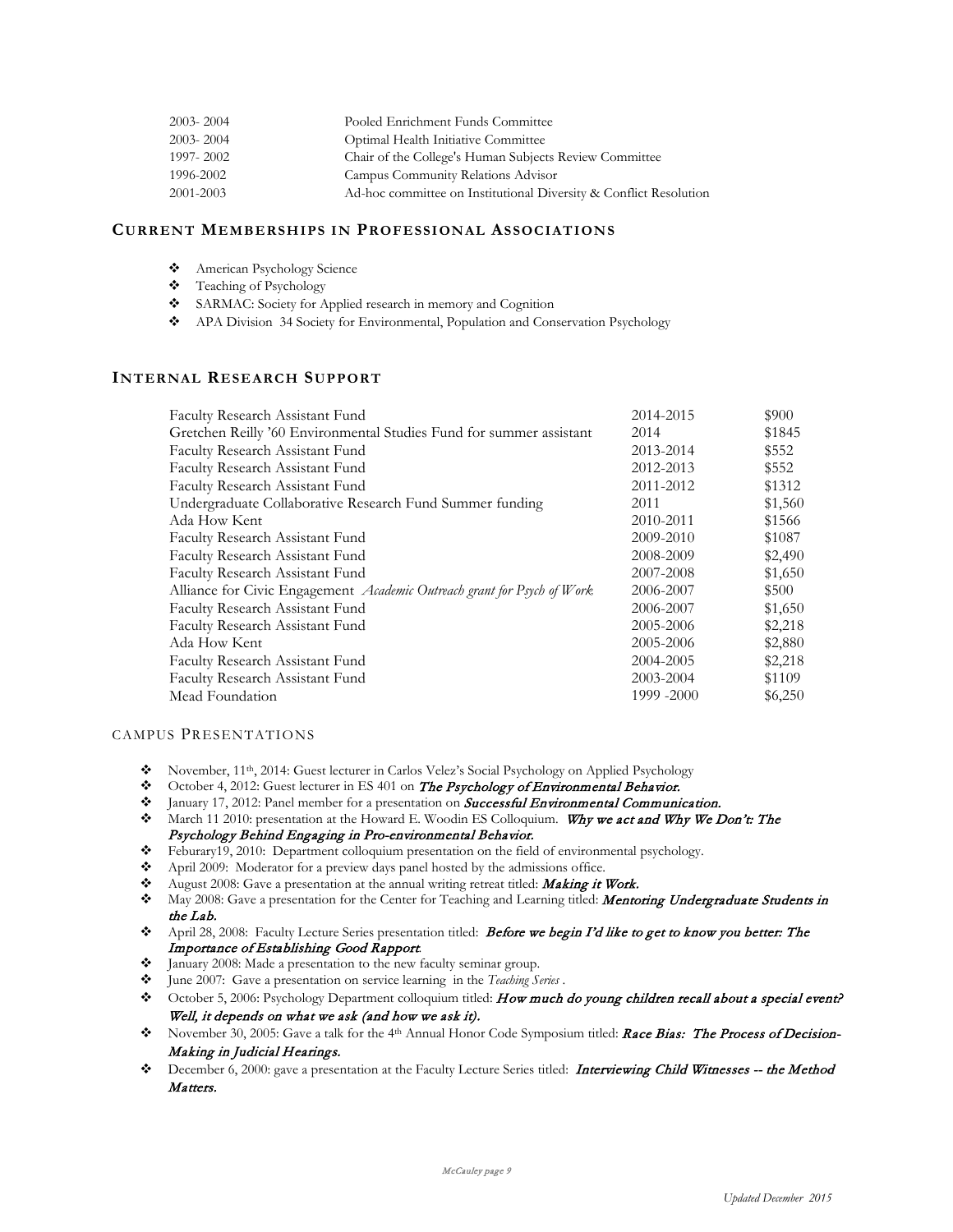| | |
|---|---|
| 2003- 2004 | Pooled Enrichment Funds Committee |
| 2003- 2004 | Optimal Health Initiative Committee |
| 1997- 2002 | Chair of the College's Human Subjects Review Committee |
| 1996-2002 | Campus Community Relations Advisor |
| 2001-2003 | Ad-hoc committee on Institutional Diversity & Conflict Resolution |

## CURRENT MEMBERSHIPS IN PROFESSIONAL ASSOCIATIONS

- American Psychology Science
- Teaching of Psychology
- SARMAC: Society for Applied research in memory and Cognition
- APA Division 34 Society for Environmental, Population and Conservation Psychology

## INTERNAL RESEARCH SUPPORT

| | | |
|---|---|---|
| Faculty Research Assistant Fund | 2014-2015 | $900 |
| Gretchen Reilly '60 Environmental Studies Fund for summer assistant | 2014 | $1845 |
| Faculty Research Assistant Fund | 2013-2014 | $552 |
| Faculty Research Assistant Fund | 2012-2013 | $552 |
| Faculty Research Assistant Fund | 2011-2012 | $1312 |
| Undergraduate Collaborative Research Fund Summer funding | 2011 | $1,560 |
| Ada How Kent | 2010-2011 | $1566 |
| Faculty Research Assistant Fund | 2009-2010 | $1087 |
| Faculty Research Assistant Fund | 2008-2009 | $2,490 |
| Faculty Research Assistant Fund | 2007-2008 | $1,650 |
| Alliance for Civic Engagement *Academic Outreach grant for Psych of Work* | 2006-2007 | $500 |
| Faculty Research Assistant Fund | 2006-2007 | $1,650 |
| Faculty Research Assistant Fund | 2005-2006 | $2,218 |
| Ada How Kent | 2005-2006 | $2,880 |
| Faculty Research Assistant Fund | 2004-2005 | $2,218 |
| Faculty Research Assistant Fund | 2003-2004 | $1109 |
| Mead Foundation | 1999 -2000 | $6,250 |

## CAMPUS PRESENTATIONS

- November, 11th, 2014: Guest lecturer in Carlos Velez's Social Psychology on Applied Psychology
- October 4, 2012: Guest lecturer in ES 401 on *The Psychology of Environmental Behavior.*
- January 17, 2012: Panel member for a presentation on *Successful Environmental Communication.*
- March 11 2010: presentation at the Howard E. Woodin ES Colloquium. *Why we act and Why We Don't: The Psychology Behind Engaging in Pro-environmental Behavior.*
- Feburary19, 2010: Department colloquium presentation on the field of environmental psychology.
- April 2009: Moderator for a preview days panel hosted by the admissions office.
- August 2008: Gave a presentation at the annual writing retreat titled: *Making it Work.*
- May 2008: Gave a presentation for the Center for Teaching and Learning titled: *Mentoring Undergraduate Students in the Lab.*
- April 28, 2008: Faculty Lecture Series presentation titled: *Before we begin I'd like to get to know you better: The Importance of Establishing Good Rapport*.
- January 2008: Made a presentation to the new faculty seminar group.
- June 2007: Gave a presentation on service learning in the *Teaching Series* .
- October 5, 2006: Psychology Department colloquium titled: *How much do young children recall about a special event? Well, it depends on what we ask (and how we ask it).*
- November 30, 2005: Gave a talk for the 4th Annual Honor Code Symposium titled: *Race Bias: The Process of Decision-Making in Judicial Hearings.*
- December 6, 2000: gave a presentation at the Faculty Lecture Series titled: *Interviewing Child Witnesses -- the Method Matters.*

*Updated December 2015*